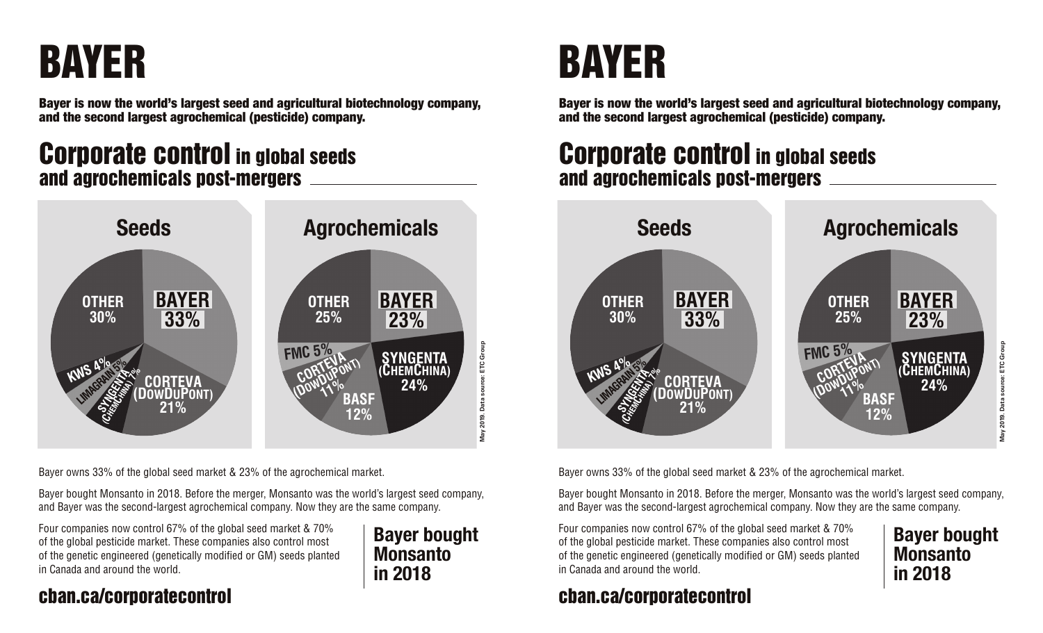# BAYER

**Bayer is now the world's largest seed and agricultural biotechnology company, and the second largest agrochemical (pesticide) company.**

## Corporate control in global seeds and agrochemicals post-mergers

### Seeds

| Company | Share |
| --- | --- |
| BAYER | 33% |
| CORTEVA (DOWDUPONT) | 21% |
| SYNGENTA (CHEMCHINA) | 7% |
| LIMAGRAIN | 5% |
| KWS | 4% |
| OTHER | 30% |

### Agrochemicals

| Company | Share |
| --- | --- |
| BAYER | 23% |
| SYNGENTA (CHEMCHINA) | 24% |
| BASF | 12% |
| CORTEVA (DOWDUPONT) | 11% |
| FMC | 5% |
| OTHER | 25% |

May 2019. Data source: ETC Group

Bayer owns 33% of the global seed market & 23% of the agrochemical market.

Bayer bought Monsanto in 2018. Before the merger, Monsanto was the world's largest seed company, and Bayer was the second-largest agrochemical company. Now they are the same company.

Four companies now control 67% of the global seed market & 70% of the global pesticide market. These companies also control most of the genetic engineered (genetically modified or GM) seeds planted in Canada and around the world.

**Bayer bought Monsanto in 2018**

## cban.ca/corporatecontrol

# BAYER

**Bayer is now the world's largest seed and agricultural biotechnology company, and the second largest agrochemical (pesticide) company.**

## Corporate control in global seeds and agrochemicals post-mergers

### Seeds

| Company | Share |
| --- | --- |
| BAYER | 33% |
| CORTEVA (DOWDUPONT) | 21% |
| SYNGENTA (CHEMCHINA) | 7% |
| LIMAGRAIN | 5% |
| KWS | 4% |
| OTHER | 30% |

### Agrochemicals

| Company | Share |
| --- | --- |
| BAYER | 23% |
| SYNGENTA (CHEMCHINA) | 24% |
| BASF | 12% |
| CORTEVA (DOWDUPONT) | 11% |
| FMC | 5% |
| OTHER | 25% |

May 2019. Data source: ETC Group

Bayer owns 33% of the global seed market & 23% of the agrochemical market.

Bayer bought Monsanto in 2018. Before the merger, Monsanto was the world's largest seed company, and Bayer was the second-largest agrochemical company. Now they are the same company.

Four companies now control 67% of the global seed market & 70% of the global pesticide market. These companies also control most of the genetic engineered (genetically modified or GM) seeds planted in Canada and around the world.

**Bayer bought Monsanto in 2018**

## cban.ca/corporatecontrol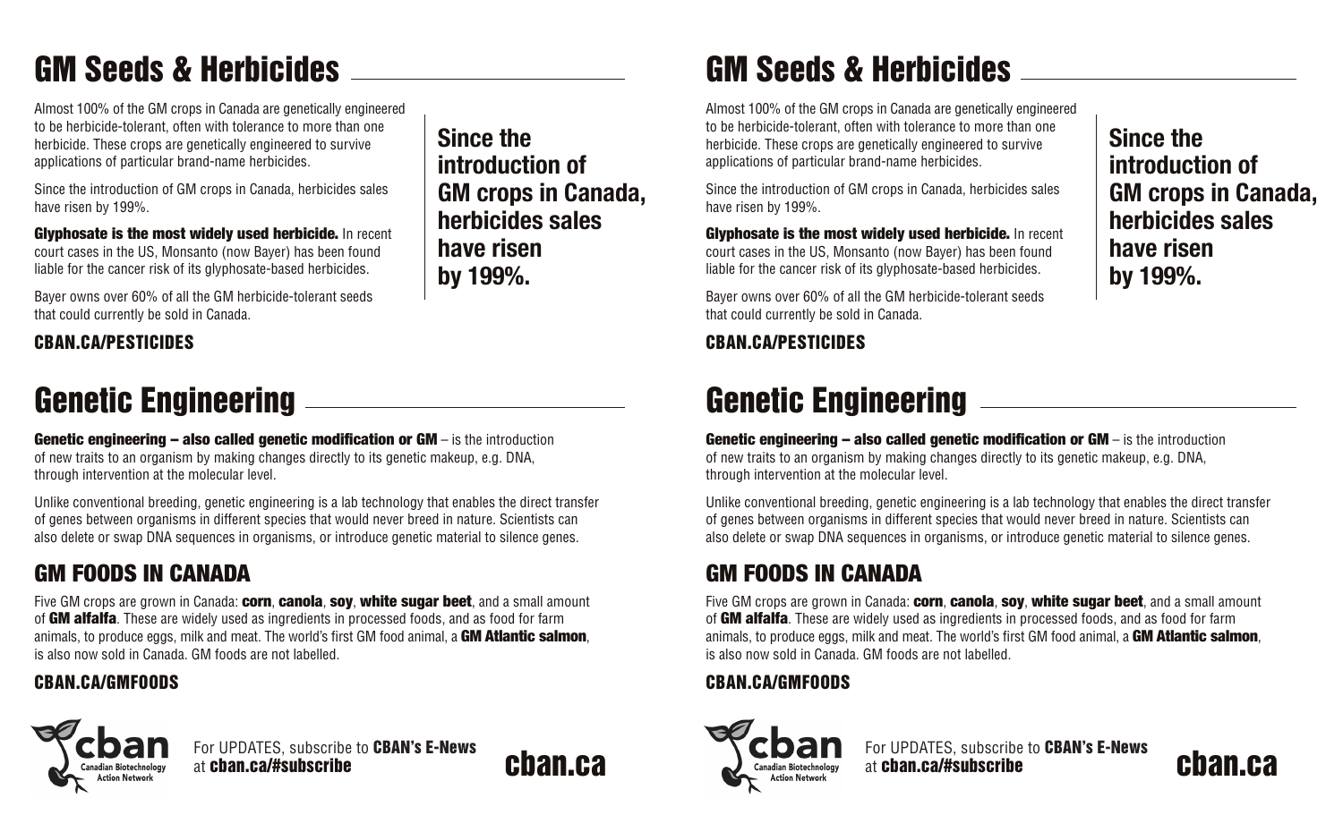# GM Seeds & Herbicides

Almost 100% of the GM crops in Canada are genetically engineered to be herbicide-tolerant, often with tolerance to more than one herbicide. These crops are genetically engineered to survive applications of particular brand-name herbicides.

Since the introduction of GM crops in Canada, herbicides sales have risen by 199%.

**Glyphosate is the most widely used herbicide.** In recent court cases in the US, Monsanto (now Bayer) has been found liable for the cancer risk of its glyphosate-based herbicides.

Bayer owns over 60% of all the GM herbicide-tolerant seeds that could currently be sold in Canada.

**Since the introduction of GM crops in Canada, herbicides sales have risen by 199%.**

**CBAN.CA/PESTICIDES**

# Genetic Engineering

**Genetic engineering – also called genetic modification or GM** – is the introduction of new traits to an organism by making changes directly to its genetic makeup, e.g. DNA, through intervention at the molecular level.

Unlike conventional breeding, genetic engineering is a lab technology that enables the direct transfer of genes between organisms in different species that would never breed in nature. Scientists can also delete or swap DNA sequences in organisms, or introduce genetic material to silence genes.

## GM FOODS IN CANADA

Five GM crops are grown in Canada: **corn**, **canola**, **soy**, **white sugar beet**, and a small amount of **GM alfalfa**. These are widely used as ingredients in processed foods, and as food for farm animals, to produce eggs, milk and meat. The world's first GM food animal, a **GM Atlantic salmon**, is also now sold in Canada. GM foods are not labelled.

**CBAN.CA/GMFOODS**

cban Canadian Biotechnology Action Network

For UPDATES, subscribe to **CBAN's E-News** at **cban.ca/#subscribe**

**cban.ca**

# GM Seeds & Herbicides

Almost 100% of the GM crops in Canada are genetically engineered to be herbicide-tolerant, often with tolerance to more than one herbicide. These crops are genetically engineered to survive applications of particular brand-name herbicides.

Since the introduction of GM crops in Canada, herbicides sales have risen by 199%.

**Glyphosate is the most widely used herbicide.** In recent court cases in the US, Monsanto (now Bayer) has been found liable for the cancer risk of its glyphosate-based herbicides.

Bayer owns over 60% of all the GM herbicide-tolerant seeds that could currently be sold in Canada.

**Since the introduction of GM crops in Canada, herbicides sales have risen by 199%.**

**CBAN.CA/PESTICIDES**

# Genetic Engineering

**Genetic engineering – also called genetic modification or GM** – is the introduction of new traits to an organism by making changes directly to its genetic makeup, e.g. DNA, through intervention at the molecular level.

Unlike conventional breeding, genetic engineering is a lab technology that enables the direct transfer of genes between organisms in different species that would never breed in nature. Scientists can also delete or swap DNA sequences in organisms, or introduce genetic material to silence genes.

## GM FOODS IN CANADA

Five GM crops are grown in Canada: **corn**, **canola**, **soy**, **white sugar beet**, and a small amount of **GM alfalfa**. These are widely used as ingredients in processed foods, and as food for farm animals, to produce eggs, milk and meat. The world's first GM food animal, a **GM Atlantic salmon**, is also now sold in Canada. GM foods are not labelled.

**CBAN.CA/GMFOODS**

cban Canadian Biotechnology Action Network

For UPDATES, subscribe to **CBAN's E-News** at **cban.ca/#subscribe**

**cban.ca**